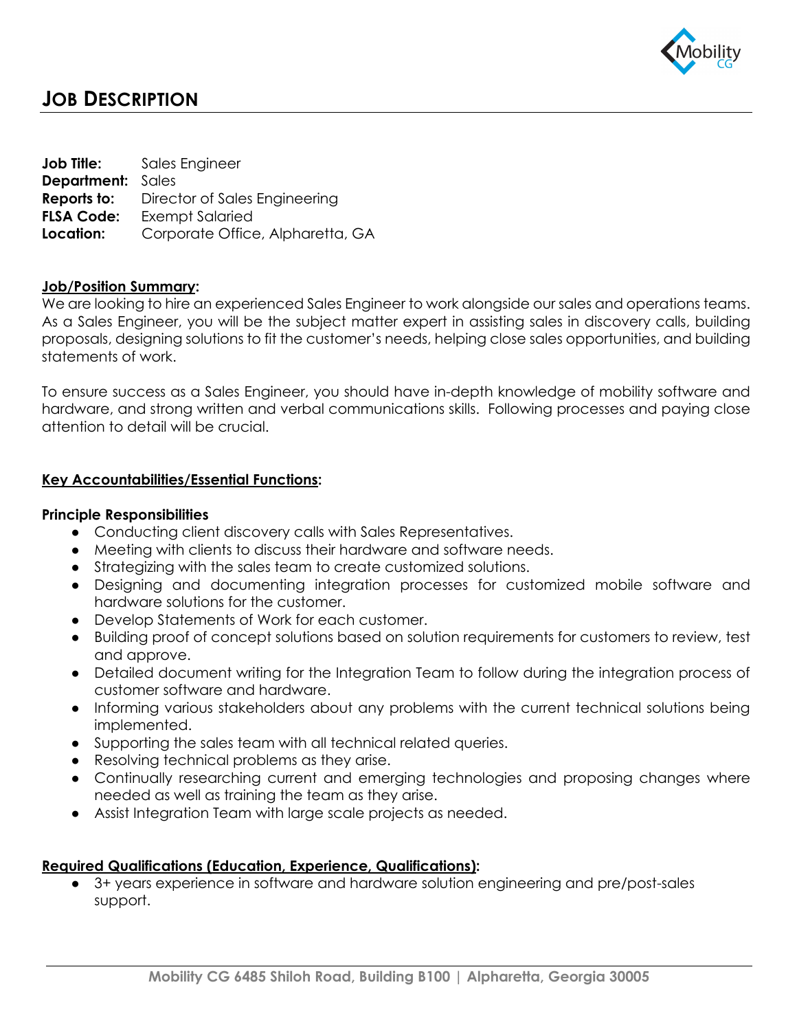# JOB DESCRIPTION

**Job Title:** Sales Engineer
**Department:** Sales
**Reports to:** Director of Sales Engineering
**FLSA Code:** Exempt Salaried
**Location:** Corporate Office, Alpharetta, GA

**Job/Position Summary:**

We are looking to hire an experienced Sales Engineer to work alongside our sales and operations teams. As a Sales Engineer, you will be the subject matter expert in assisting sales in discovery calls, building proposals, designing solutions to fit the customer's needs, helping close sales opportunities, and building statements of work.

To ensure success as a Sales Engineer, you should have in-depth knowledge of mobility software and hardware, and strong written and verbal communications skills. Following processes and paying close attention to detail will be crucial.

**Key Accountabilities/Essential Functions:**

**Principle Responsibilities**

- Conducting client discovery calls with Sales Representatives.
- Meeting with clients to discuss their hardware and software needs.
- Strategizing with the sales team to create customized solutions.
- Designing and documenting integration processes for customized mobile software and hardware solutions for the customer.
- Develop Statements of Work for each customer.
- Building proof of concept solutions based on solution requirements for customers to review, test and approve.
- Detailed document writing for the Integration Team to follow during the integration process of customer software and hardware.
- Informing various stakeholders about any problems with the current technical solutions being implemented.
- Supporting the sales team with all technical related queries.
- Resolving technical problems as they arise.
- Continually researching current and emerging technologies and proposing changes where needed as well as training the team as they arise.
- Assist Integration Team with large scale projects as needed.

**Required Qualifications (Education, Experience, Qualifications):**

- 3+ years experience in software and hardware solution engineering and pre/post-sales support.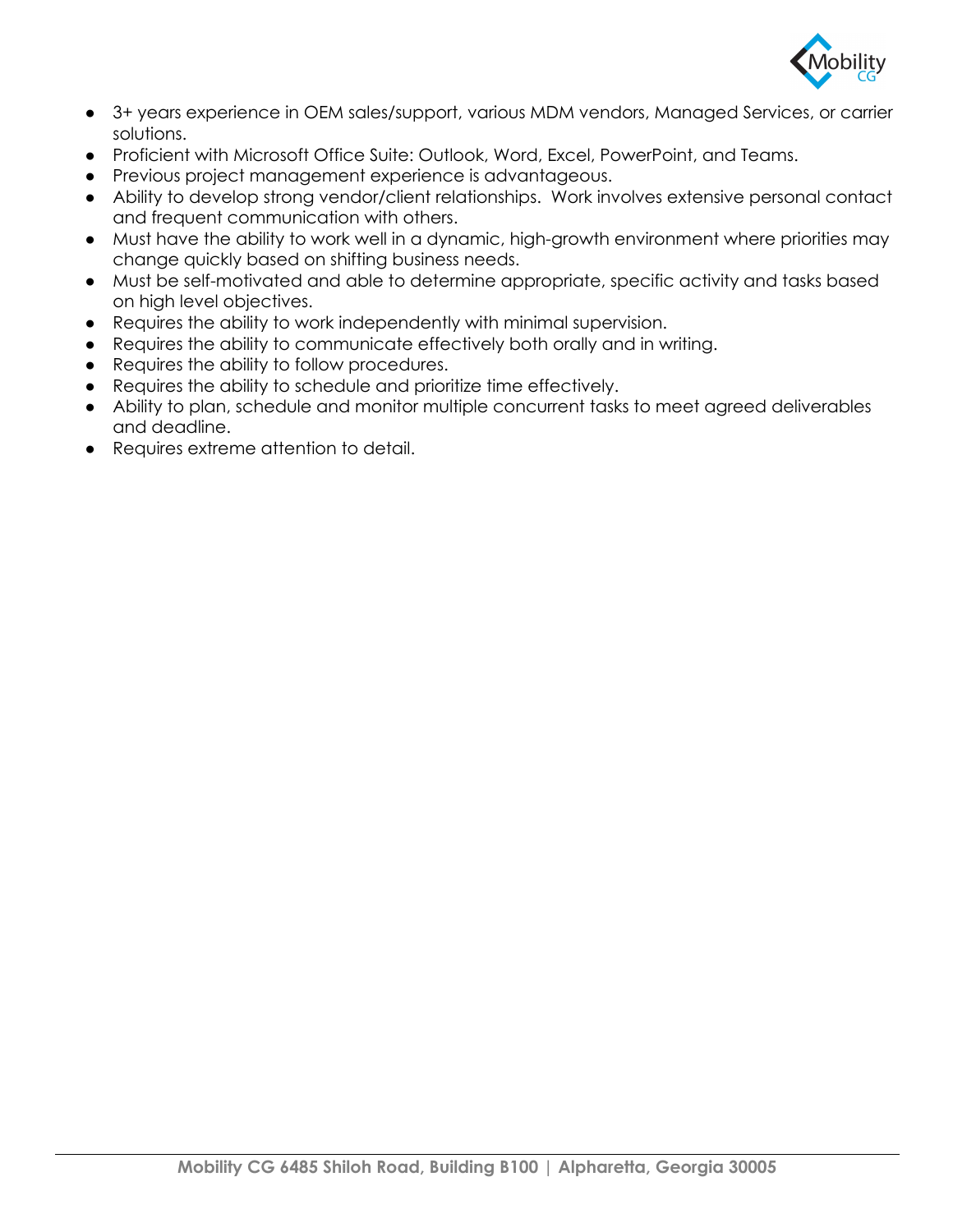- 3+ years experience in OEM sales/support, various MDM vendors, Managed Services, or carrier solutions.
- Proficient with Microsoft Office Suite: Outlook, Word, Excel, PowerPoint, and Teams.
- Previous project management experience is advantageous.
- Ability to develop strong vendor/client relationships. Work involves extensive personal contact and frequent communication with others.
- Must have the ability to work well in a dynamic, high-growth environment where priorities may change quickly based on shifting business needs.
- Must be self-motivated and able to determine appropriate, specific activity and tasks based on high level objectives.
- Requires the ability to work independently with minimal supervision.
- Requires the ability to communicate effectively both orally and in writing.
- Requires the ability to follow procedures.
- Requires the ability to schedule and prioritize time effectively.
- Ability to plan, schedule and monitor multiple concurrent tasks to meet agreed deliverables and deadline.
- Requires extreme attention to detail.